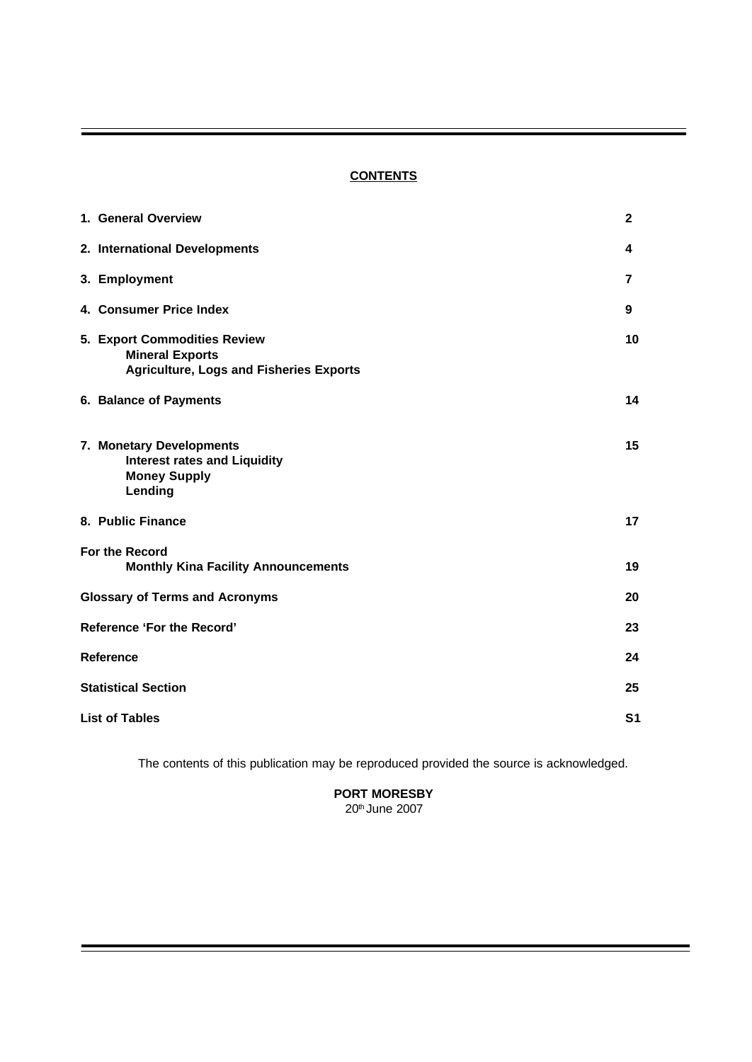## CONTENTS

| | |
|---|---|
| **1. General Overview** | **2** |
| **2. International Developments** | **4** |
| **3. Employment** | **7** |
| **4. Consumer Price Index** | **9** |
| **5. Export Commodities Review**<br>**Mineral Exports**<br>**Agriculture, Logs and Fisheries Exports** | **10** |
| **6. Balance of Payments** | **14** |
| **7. Monetary Developments**<br>**Interest rates and Liquidity**<br>**Money Supply**<br>**Lending** | **15** |
| **8. Public Finance** | **17** |
| **For the Record**<br>**Monthly Kina Facility Announcements** | **19** |
| **Glossary of Terms and Acronyms** | **20** |
| **Reference 'For the Record'** | **23** |
| **Reference** | **24** |
| **Statistical Section** | **25** |
| **List of Tables** | **S1** |

The contents of this publication may be reproduced provided the source is acknowledged.

**PORT MORESBY**
20th June 2007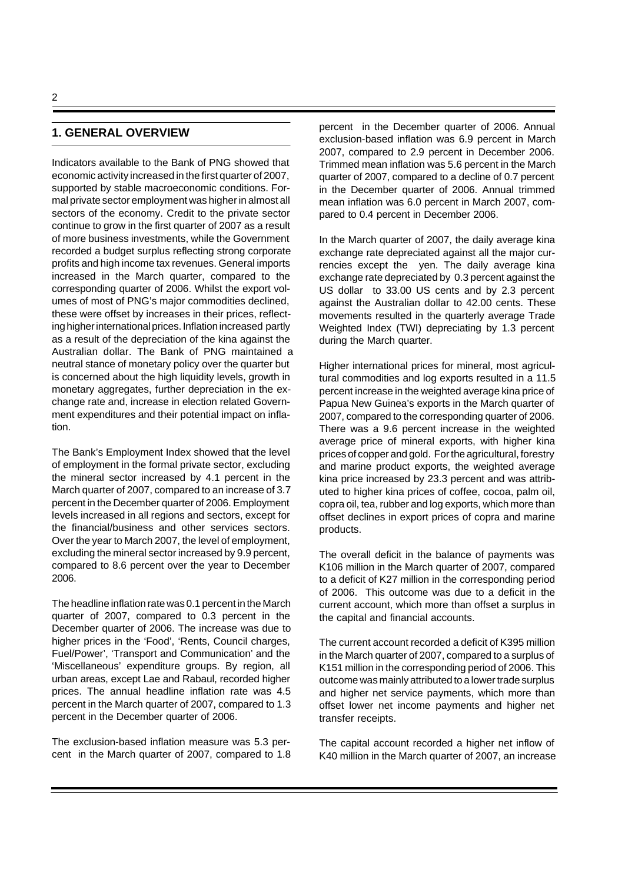## 1. GENERAL OVERVIEW

Indicators available to the Bank of PNG showed that economic activity increased in the first quarter of 2007, supported by stable macroeconomic conditions. Formal private sector employment was higher in almost all sectors of the economy. Credit to the private sector continue to grow in the first quarter of 2007 as a result of more business investments, while the Government recorded a budget surplus reflecting strong corporate profits and high income tax revenues. General imports increased in the March quarter, compared to the corresponding quarter of 2006. Whilst the export volumes of most of PNG's major commodities declined, these were offset by increases in their prices, reflecting higher international prices. Inflation increased partly as a result of the depreciation of the kina against the Australian dollar. The Bank of PNG maintained a neutral stance of monetary policy over the quarter but is concerned about the high liquidity levels, growth in monetary aggregates, further depreciation in the exchange rate and, increase in election related Government expenditures and their potential impact on inflation.

The Bank's Employment Index showed that the level of employment in the formal private sector, excluding the mineral sector increased by 4.1 percent in the March quarter of 2007, compared to an increase of 3.7 percent in the December quarter of 2006. Employment levels increased in all regions and sectors, except for the financial/business and other services sectors. Over the year to March 2007, the level of employment, excluding the mineral sector increased by 9.9 percent, compared to 8.6 percent over the year to December 2006.

The headline inflation rate was 0.1 percent in the March quarter of 2007, compared to 0.3 percent in the December quarter of 2006. The increase was due to higher prices in the 'Food', 'Rents, Council charges, Fuel/Power', 'Transport and Communication' and the 'Miscellaneous' expenditure groups. By region, all urban areas, except Lae and Rabaul, recorded higher prices. The annual headline inflation rate was 4.5 percent in the March quarter of 2007, compared to 1.3 percent in the December quarter of 2006.

The exclusion-based inflation measure was 5.3 percent in the March quarter of 2007, compared to 1.8 percent in the December quarter of 2006. Annual exclusion-based inflation was 6.9 percent in March 2007, compared to 2.9 percent in December 2006. Trimmed mean inflation was 5.6 percent in the March quarter of 2007, compared to a decline of 0.7 percent in the December quarter of 2006. Annual trimmed mean inflation was 6.0 percent in March 2007, compared to 0.4 percent in December 2006.

In the March quarter of 2007, the daily average kina exchange rate depreciated against all the major currencies except the yen. The daily average kina exchange rate depreciated by 0.3 percent against the US dollar to 33.00 US cents and by 2.3 percent against the Australian dollar to 42.00 cents. These movements resulted in the quarterly average Trade Weighted Index (TWI) depreciating by 1.3 percent during the March quarter.

Higher international prices for mineral, most agricultural commodities and log exports resulted in a 11.5 percent increase in the weighted average kina price of Papua New Guinea's exports in the March quarter of 2007, compared to the corresponding quarter of 2006. There was a 9.6 percent increase in the weighted average price of mineral exports, with higher kina prices of copper and gold. For the agricultural, forestry and marine product exports, the weighted average kina price increased by 23.3 percent and was attributed to higher kina prices of coffee, cocoa, palm oil, copra oil, tea, rubber and log exports, which more than offset declines in export prices of copra and marine products.

The overall deficit in the balance of payments was K106 million in the March quarter of 2007, compared to a deficit of K27 million in the corresponding period of 2006. This outcome was due to a deficit in the current account, which more than offset a surplus in the capital and financial accounts.

The current account recorded a deficit of K395 million in the March quarter of 2007, compared to a surplus of K151 million in the corresponding period of 2006. This outcome was mainly attributed to a lower trade surplus and higher net service payments, which more than offset lower net income payments and higher net transfer receipts.

The capital account recorded a higher net inflow of K40 million in the March quarter of 2007, an increase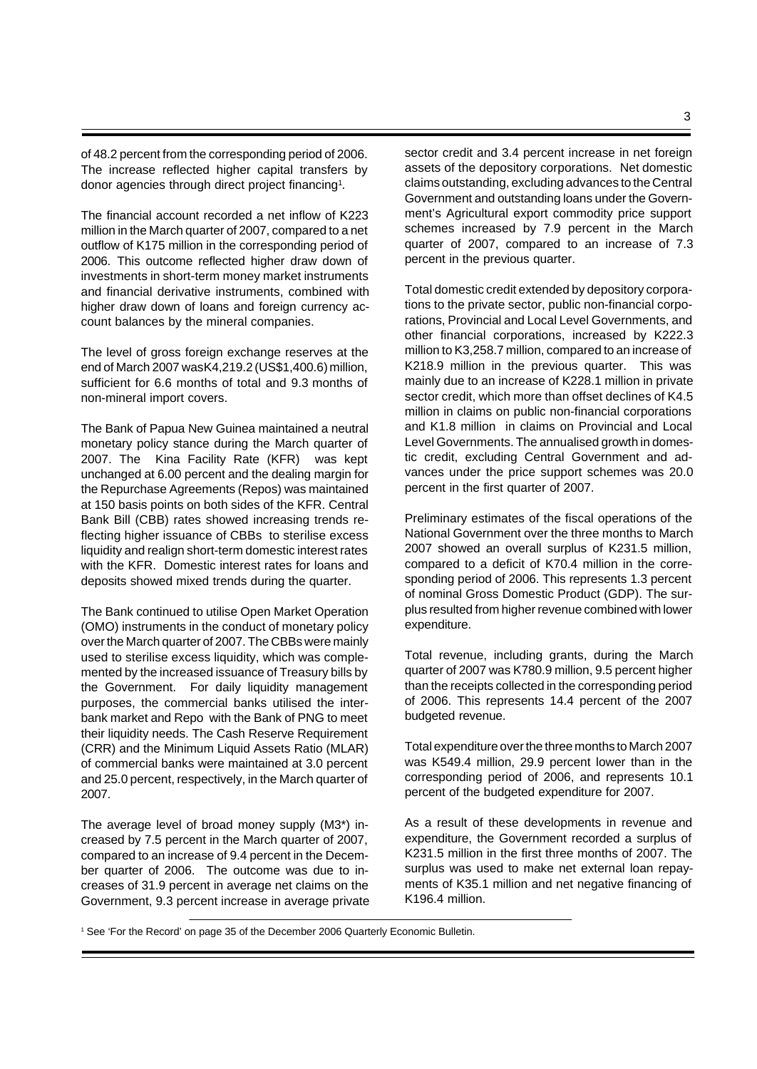of 48.2 percent from the corresponding period of 2006. The increase reflected higher capital transfers by donor agencies through direct project financing[1].

The financial account recorded a net inflow of K223 million in the March quarter of 2007, compared to a net outflow of K175 million in the corresponding period of 2006. This outcome reflected higher draw down of investments in short-term money market instruments and financial derivative instruments, combined with higher draw down of loans and foreign currency account balances by the mineral companies.

The level of gross foreign exchange reserves at the end of March 2007 wasK4,219.2 (US$1,400.6) million, sufficient for 6.6 months of total and 9.3 months of non-mineral import covers.

The Bank of Papua New Guinea maintained a neutral monetary policy stance during the March quarter of 2007. The Kina Facility Rate (KFR) was kept unchanged at 6.00 percent and the dealing margin for the Repurchase Agreements (Repos) was maintained at 150 basis points on both sides of the KFR. Central Bank Bill (CBB) rates showed increasing trends reflecting higher issuance of CBBs to sterilise excess liquidity and realign short-term domestic interest rates with the KFR. Domestic interest rates for loans and deposits showed mixed trends during the quarter.

The Bank continued to utilise Open Market Operation (OMO) instruments in the conduct of monetary policy over the March quarter of 2007. The CBBs were mainly used to sterilise excess liquidity, which was complemented by the increased issuance of Treasury bills by the Government. For daily liquidity management purposes, the commercial banks utilised the inter-bank market and Repo with the Bank of PNG to meet their liquidity needs. The Cash Reserve Requirement (CRR) and the Minimum Liquid Assets Ratio (MLAR) of commercial banks were maintained at 3.0 percent and 25.0 percent, respectively, in the March quarter of 2007.

The average level of broad money supply (M3*) increased by 7.5 percent in the March quarter of 2007, compared to an increase of 9.4 percent in the December quarter of 2006. The outcome was due to increases of 31.9 percent in average net claims on the Government, 9.3 percent increase in average private sector credit and 3.4 percent increase in net foreign assets of the depository corporations. Net domestic claims outstanding, excluding advances to the Central Government and outstanding loans under the Government's Agricultural export commodity price support schemes increased by 7.9 percent in the March quarter of 2007, compared to an increase of 7.3 percent in the previous quarter.

Total domestic credit extended by depository corporations to the private sector, public non-financial corporations, Provincial and Local Level Governments, and other financial corporations, increased by K222.3 million to K3,258.7 million, compared to an increase of K218.9 million in the previous quarter. This was mainly due to an increase of K228.1 million in private sector credit, which more than offset declines of K4.5 million in claims on public non-financial corporations and K1.8 million in claims on Provincial and Local Level Governments. The annualised growth in domestic credit, excluding Central Government and advances under the price support schemes was 20.0 percent in the first quarter of 2007.

Preliminary estimates of the fiscal operations of the National Government over the three months to March 2007 showed an overall surplus of K231.5 million, compared to a deficit of K70.4 million in the corresponding period of 2006. This represents 1.3 percent of nominal Gross Domestic Product (GDP). The surplus resulted from higher revenue combined with lower expenditure.

Total revenue, including grants, during the March quarter of 2007 was K780.9 million, 9.5 percent higher than the receipts collected in the corresponding period of 2006. This represents 14.4 percent of the 2007 budgeted revenue.

Total expenditure over the three months to March 2007 was K549.4 million, 29.9 percent lower than in the corresponding period of 2006, and represents 10.1 percent of the budgeted expenditure for 2007.

As a result of these developments in revenue and expenditure, the Government recorded a surplus of K231.5 million in the first three months of 2007. The surplus was used to make net external loan repayments of K35.1 million and net negative financing of K196.4 million.

[1] See 'For the Record' on page 35 of the December 2006 Quarterly Economic Bulletin.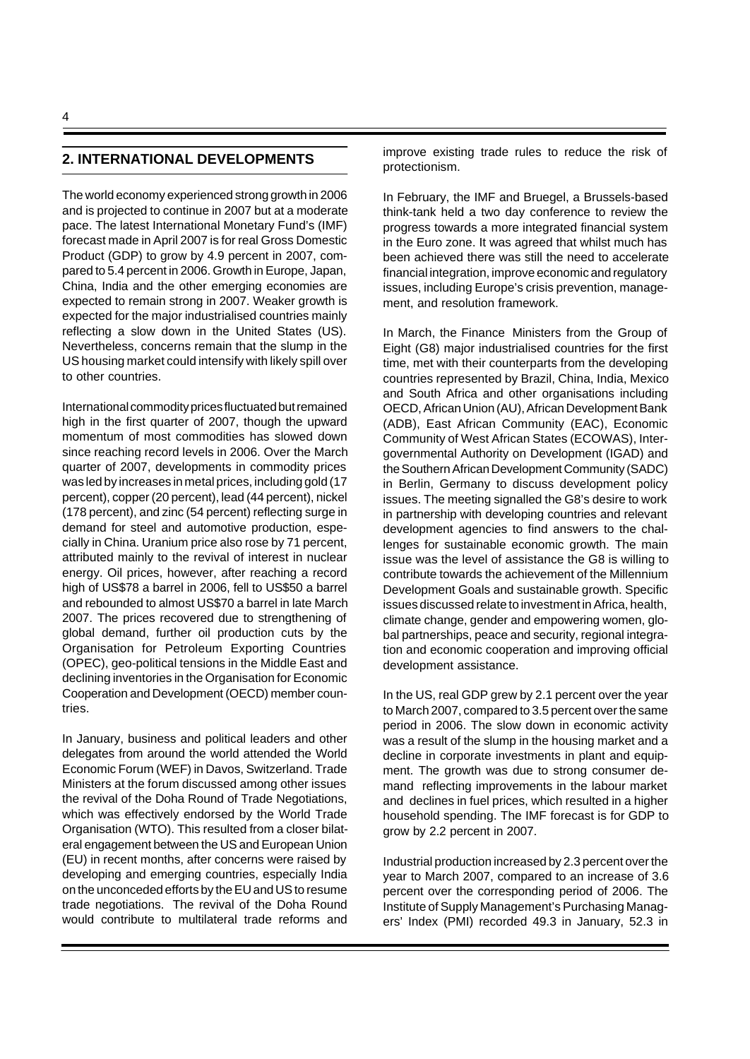## 2. INTERNATIONAL DEVELOPMENTS

The world economy experienced strong growth in 2006 and is projected to continue in 2007 but at a moderate pace. The latest International Monetary Fund's (IMF) forecast made in April 2007 is for real Gross Domestic Product (GDP) to grow by 4.9 percent in 2007, compared to 5.4 percent in 2006. Growth in Europe, Japan, China, India and the other emerging economies are expected to remain strong in 2007. Weaker growth is expected for the major industrialised countries mainly reflecting a slow down in the United States (US). Nevertheless, concerns remain that the slump in the US housing market could intensify with likely spill over to other countries.

International commodity prices fluctuated but remained high in the first quarter of 2007, though the upward momentum of most commodities has slowed down since reaching record levels in 2006. Over the March quarter of 2007, developments in commodity prices was led by increases in metal prices, including gold (17 percent), copper (20 percent), lead (44 percent), nickel (178 percent), and zinc (54 percent) reflecting surge in demand for steel and automotive production, especially in China. Uranium price also rose by 71 percent, attributed mainly to the revival of interest in nuclear energy. Oil prices, however, after reaching a record high of US$78 a barrel in 2006, fell to US$50 a barrel and rebounded to almost US$70 a barrel in late March 2007. The prices recovered due to strengthening of global demand, further oil production cuts by the Organisation for Petroleum Exporting Countries (OPEC), geo-political tensions in the Middle East and declining inventories in the Organisation for Economic Cooperation and Development (OECD) member countries.

In January, business and political leaders and other delegates from around the world attended the World Economic Forum (WEF) in Davos, Switzerland. Trade Ministers at the forum discussed among other issues the revival of the Doha Round of Trade Negotiations, which was effectively endorsed by the World Trade Organisation (WTO). This resulted from a closer bilateral engagement between the US and European Union (EU) in recent months, after concerns were raised by developing and emerging countries, especially India on the unconceded efforts by the EU and US to resume trade negotiations. The revival of the Doha Round would contribute to multilateral trade reforms and improve existing trade rules to reduce the risk of protectionism.

In February, the IMF and Bruegel, a Brussels-based think-tank held a two day conference to review the progress towards a more integrated financial system in the Euro zone. It was agreed that whilst much has been achieved there was still the need to accelerate financial integration, improve economic and regulatory issues, including Europe's crisis prevention, management, and resolution framework.

In March, the Finance Ministers from the Group of Eight (G8) major industrialised countries for the first time, met with their counterparts from the developing countries represented by Brazil, China, India, Mexico and South Africa and other organisations including OECD, African Union (AU), African Development Bank (ADB), East African Community (EAC), Economic Community of West African States (ECOWAS), Intergovernmental Authority on Development (IGAD) and the Southern African Development Community (SADC) in Berlin, Germany to discuss development policy issues. The meeting signalled the G8's desire to work in partnership with developing countries and relevant development agencies to find answers to the challenges for sustainable economic growth. The main issue was the level of assistance the G8 is willing to contribute towards the achievement of the Millennium Development Goals and sustainable growth. Specific issues discussed relate to investment in Africa, health, climate change, gender and empowering women, global partnerships, peace and security, regional integration and economic cooperation and improving official development assistance.

In the US, real GDP grew by 2.1 percent over the year to March 2007, compared to 3.5 percent over the same period in 2006. The slow down in economic activity was a result of the slump in the housing market and a decline in corporate investments in plant and equipment. The growth was due to strong consumer demand reflecting improvements in the labour market and declines in fuel prices, which resulted in a higher household spending. The IMF forecast is for GDP to grow by 2.2 percent in 2007.

Industrial production increased by 2.3 percent over the year to March 2007, compared to an increase of 3.6 percent over the corresponding period of 2006. The Institute of Supply Management's Purchasing Managers' Index (PMI) recorded 49.3 in January, 52.3 in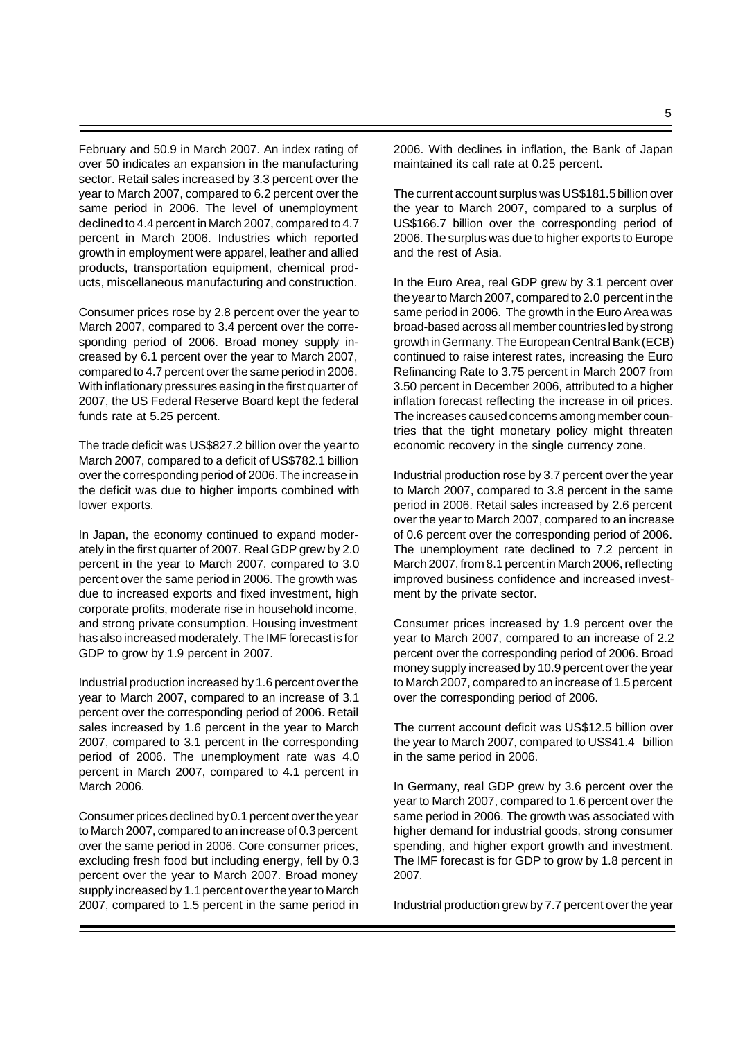February and 50.9 in March 2007. An index rating of over 50 indicates an expansion in the manufacturing sector. Retail sales increased by 3.3 percent over the year to March 2007, compared to 6.2 percent over the same period in 2006. The level of unemployment declined to 4.4 percent in March 2007, compared to 4.7 percent in March 2006. Industries which reported growth in employment were apparel, leather and allied products, transportation equipment, chemical products, miscellaneous manufacturing and construction.

Consumer prices rose by 2.8 percent over the year to March 2007, compared to 3.4 percent over the corresponding period of 2006. Broad money supply increased by 6.1 percent over the year to March 2007, compared to 4.7 percent over the same period in 2006. With inflationary pressures easing in the first quarter of 2007, the US Federal Reserve Board kept the federal funds rate at 5.25 percent.

The trade deficit was US$827.2 billion over the year to March 2007, compared to a deficit of US$782.1 billion over the corresponding period of 2006. The increase in the deficit was due to higher imports combined with lower exports.

In Japan, the economy continued to expand moderately in the first quarter of 2007. Real GDP grew by 2.0 percent in the year to March 2007, compared to 3.0 percent over the same period in 2006. The growth was due to increased exports and fixed investment, high corporate profits, moderate rise in household income, and strong private consumption. Housing investment has also increased moderately. The IMF forecast is for GDP to grow by 1.9 percent in 2007.

Industrial production increased by 1.6 percent over the year to March 2007, compared to an increase of 3.1 percent over the corresponding period of 2006. Retail sales increased by 1.6 percent in the year to March 2007, compared to 3.1 percent in the corresponding period of 2006. The unemployment rate was 4.0 percent in March 2007, compared to 4.1 percent in March 2006.

Consumer prices declined by 0.1 percent over the year to March 2007, compared to an increase of 0.3 percent over the same period in 2006. Core consumer prices, excluding fresh food but including energy, fell by 0.3 percent over the year to March 2007. Broad money supply increased by 1.1 percent over the year to March 2007, compared to 1.5 percent in the same period in 2006. With declines in inflation, the Bank of Japan maintained its call rate at 0.25 percent.

The current account surplus was US$181.5 billion over the year to March 2007, compared to a surplus of US$166.7 billion over the corresponding period of 2006. The surplus was due to higher exports to Europe and the rest of Asia.

In the Euro Area, real GDP grew by 3.1 percent over the year to March 2007, compared to 2.0 percent in the same period in 2006. The growth in the Euro Area was broad-based across all member countries led by strong growth in Germany. The European Central Bank (ECB) continued to raise interest rates, increasing the Euro Refinancing Rate to 3.75 percent in March 2007 from 3.50 percent in December 2006, attributed to a higher inflation forecast reflecting the increase in oil prices. The increases caused concerns among member countries that the tight monetary policy might threaten economic recovery in the single currency zone.

Industrial production rose by 3.7 percent over the year to March 2007, compared to 3.8 percent in the same period in 2006. Retail sales increased by 2.6 percent over the year to March 2007, compared to an increase of 0.6 percent over the corresponding period of 2006. The unemployment rate declined to 7.2 percent in March 2007, from 8.1 percent in March 2006, reflecting improved business confidence and increased investment by the private sector.

Consumer prices increased by 1.9 percent over the year to March 2007, compared to an increase of 2.2 percent over the corresponding period of 2006. Broad money supply increased by 10.9 percent over the year to March 2007, compared to an increase of 1.5 percent over the corresponding period of 2006.

The current account deficit was US$12.5 billion over the year to March 2007, compared to US$41.4 billion in the same period in 2006.

In Germany, real GDP grew by 3.6 percent over the year to March 2007, compared to 1.6 percent over the same period in 2006. The growth was associated with higher demand for industrial goods, strong consumer spending, and higher export growth and investment. The IMF forecast is for GDP to grow by 1.8 percent in 2007.

Industrial production grew by 7.7 percent over the year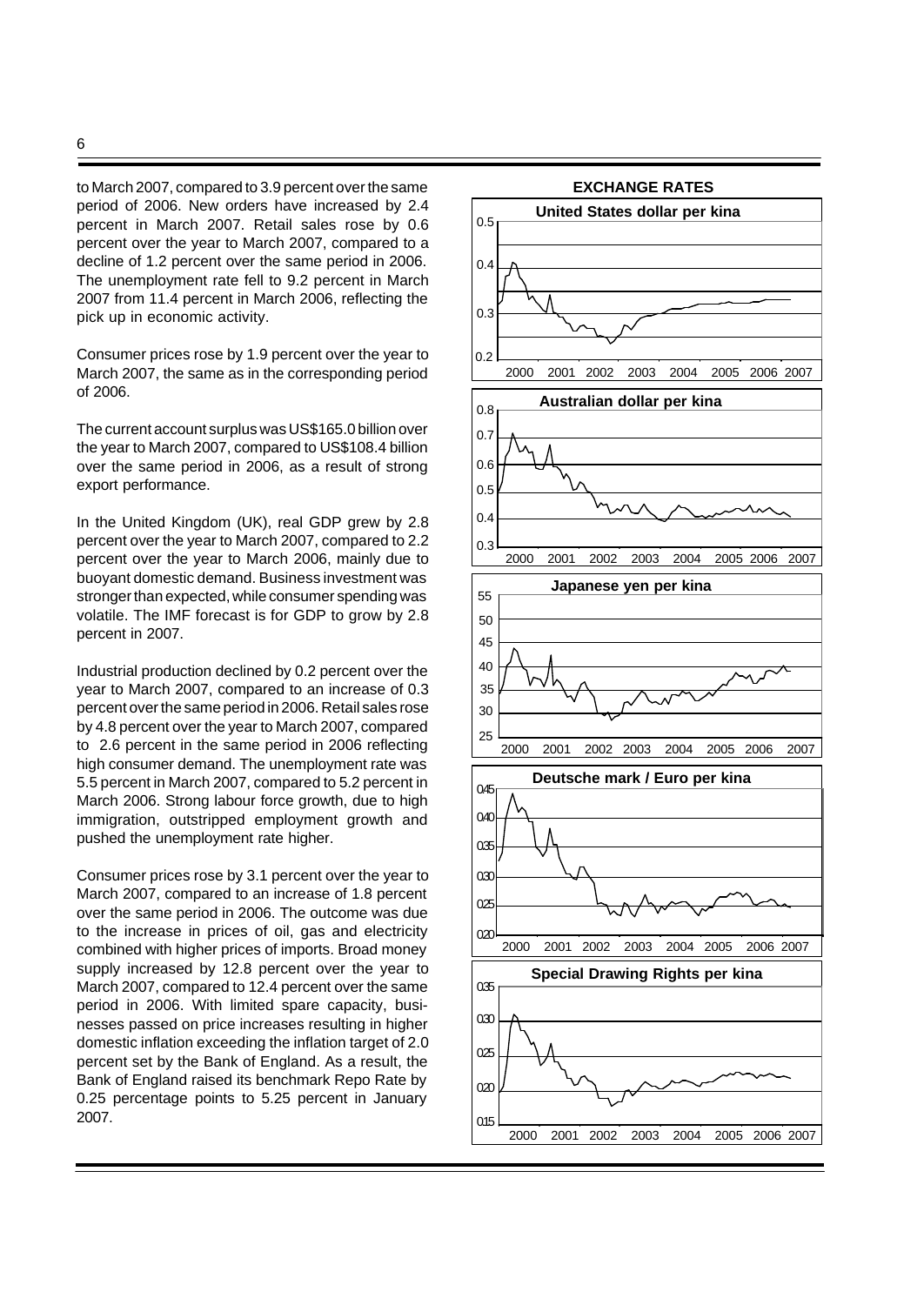to March 2007, compared to 3.9 percent over the same period of 2006. New orders have increased by 2.4 percent in March 2007. Retail sales rose by 0.6 percent over the year to March 2007, compared to a decline of 1.2 percent over the same period in 2006. The unemployment rate fell to 9.2 percent in March 2007 from 11.4 percent in March 2006, reflecting the pick up in economic activity.

Consumer prices rose by 1.9 percent over the year to March 2007, the same as in the corresponding period of 2006.

The current account surplus was US$165.0 billion over the year to March 2007, compared to US$108.4 billion over the same period in 2006, as a result of strong export performance.

In the United Kingdom (UK), real GDP grew by 2.8 percent over the year to March 2007, compared to 2.2 percent over the year to March 2006, mainly due to buoyant domestic demand. Business investment was stronger than expected, while consumer spending was volatile. The IMF forecast is for GDP to grow by 2.8 percent in 2007.

Industrial production declined by 0.2 percent over the year to March 2007, compared to an increase of 0.3 percent over the same period in 2006. Retail sales rose by 4.8 percent over the year to March 2007, compared to 2.6 percent in the same period in 2006 reflecting high consumer demand. The unemployment rate was 5.5 percent in March 2007, compared to 5.2 percent in March 2006. Strong labour force growth, due to high immigration, outstripped employment growth and pushed the unemployment rate higher.

Consumer prices rose by 3.1 percent over the year to March 2007, compared to an increase of 1.8 percent over the same period in 2006. The outcome was due to the increase in prices of oil, gas and electricity combined with higher prices of imports. Broad money supply increased by 12.8 percent over the year to March 2007, compared to 12.4 percent over the same period in 2006. With limited spare capacity, businesses passed on price increases resulting in higher domestic inflation exceeding the inflation target of 2.0 percent set by the Bank of England. As a result, the Bank of England raised its benchmark Repo Rate by 0.25 percentage points to 5.25 percent in January 2007.

**EXCHANGE RATES**

**United States dollar per kina**

**Australian dollar per kina**

**Japanese yen per kina**

**Deutsche mark / Euro per kina**

**Special Drawing Rights per kina**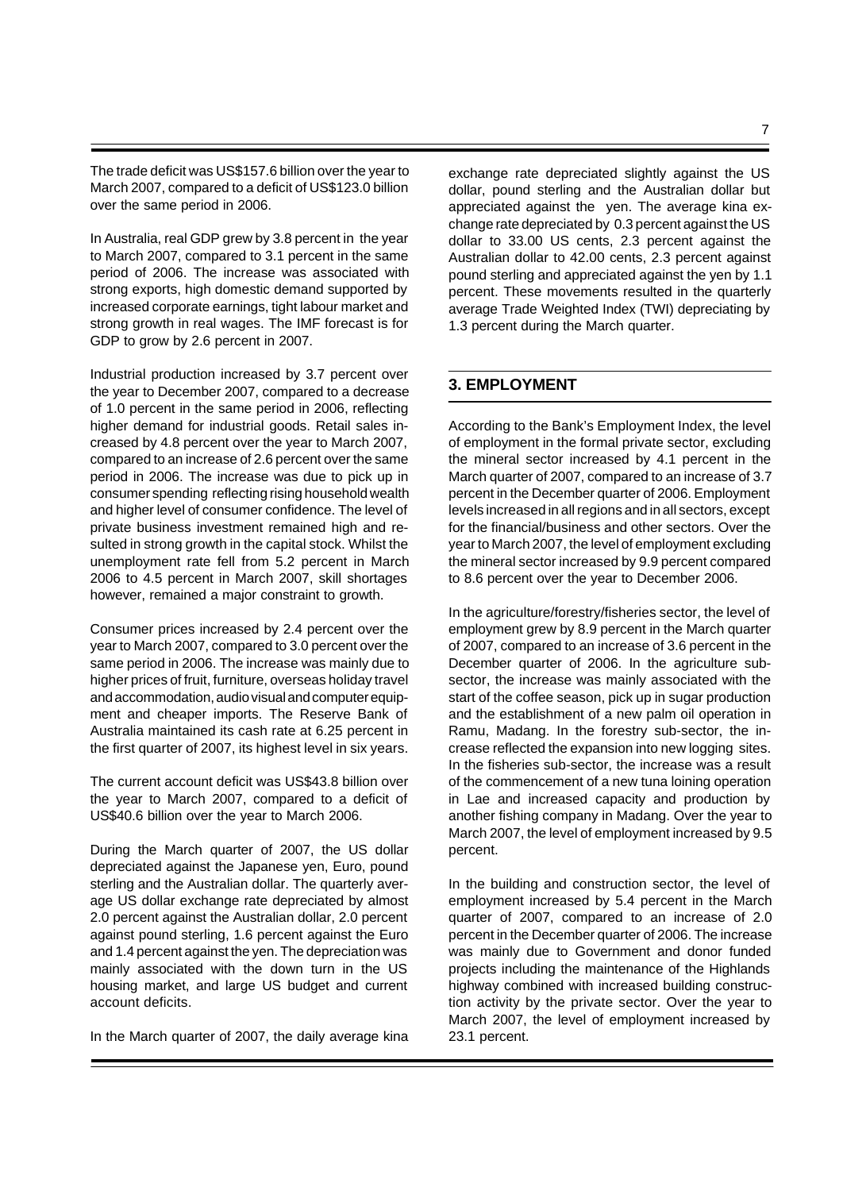The trade deficit was US$157.6 billion over the year to March 2007, compared to a deficit of US$123.0 billion over the same period in 2006.

In Australia, real GDP grew by 3.8 percent in the year to March 2007, compared to 3.1 percent in the same period of 2006. The increase was associated with strong exports, high domestic demand supported by increased corporate earnings, tight labour market and strong growth in real wages. The IMF forecast is for GDP to grow by 2.6 percent in 2007.

Industrial production increased by 3.7 percent over the year to December 2007, compared to a decrease of 1.0 percent in the same period in 2006, reflecting higher demand for industrial goods. Retail sales increased by 4.8 percent over the year to March 2007, compared to an increase of 2.6 percent over the same period in 2006. The increase was due to pick up in consumer spending reflecting rising household wealth and higher level of consumer confidence. The level of private business investment remained high and resulted in strong growth in the capital stock. Whilst the unemployment rate fell from 5.2 percent in March 2006 to 4.5 percent in March 2007, skill shortages however, remained a major constraint to growth.

Consumer prices increased by 2.4 percent over the year to March 2007, compared to 3.0 percent over the same period in 2006. The increase was mainly due to higher prices of fruit, furniture, overseas holiday travel and accommodation, audio visual and computer equipment and cheaper imports. The Reserve Bank of Australia maintained its cash rate at 6.25 percent in the first quarter of 2007, its highest level in six years.

The current account deficit was US$43.8 billion over the year to March 2007, compared to a deficit of US$40.6 billion over the year to March 2006.

During the March quarter of 2007, the US dollar depreciated against the Japanese yen, Euro, pound sterling and the Australian dollar. The quarterly average US dollar exchange rate depreciated by almost 2.0 percent against the Australian dollar, 2.0 percent against pound sterling, 1.6 percent against the Euro and 1.4 percent against the yen. The depreciation was mainly associated with the down turn in the US housing market, and large US budget and current account deficits.

In the March quarter of 2007, the daily average kina exchange rate depreciated slightly against the US dollar, pound sterling and the Australian dollar but appreciated against the yen. The average kina exchange rate depreciated by 0.3 percent against the US dollar to 33.00 US cents, 2.3 percent against the Australian dollar to 42.00 cents, 2.3 percent against pound sterling and appreciated against the yen by 1.1 percent. These movements resulted in the quarterly average Trade Weighted Index (TWI) depreciating by 1.3 percent during the March quarter.

## 3. EMPLOYMENT

According to the Bank's Employment Index, the level of employment in the formal private sector, excluding the mineral sector increased by 4.1 percent in the March quarter of 2007, compared to an increase of 3.7 percent in the December quarter of 2006. Employment levels increased in all regions and in all sectors, except for the financial/business and other sectors. Over the year to March 2007, the level of employment excluding the mineral sector increased by 9.9 percent compared to 8.6 percent over the year to December 2006.

In the agriculture/forestry/fisheries sector, the level of employment grew by 8.9 percent in the March quarter of 2007, compared to an increase of 3.6 percent in the December quarter of 2006. In the agriculture subsector, the increase was mainly associated with the start of the coffee season, pick up in sugar production and the establishment of a new palm oil operation in Ramu, Madang. In the forestry sub-sector, the increase reflected the expansion into new logging sites. In the fisheries sub-sector, the increase was a result of the commencement of a new tuna loining operation in Lae and increased capacity and production by another fishing company in Madang. Over the year to March 2007, the level of employment increased by 9.5 percent.

In the building and construction sector, the level of employment increased by 5.4 percent in the March quarter of 2007, compared to an increase of 2.0 percent in the December quarter of 2006. The increase was mainly due to Government and donor funded projects including the maintenance of the Highlands highway combined with increased building construction activity by the private sector. Over the year to March 2007, the level of employment increased by 23.1 percent.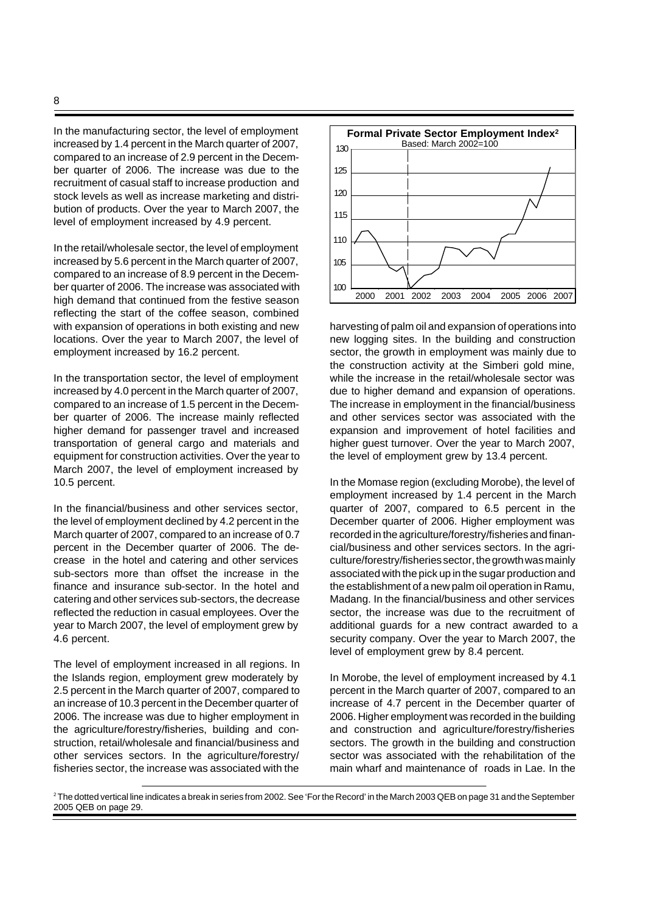In the manufacturing sector, the level of employment increased by 1.4 percent in the March quarter of 2007, compared to an increase of 2.9 percent in the December quarter of 2006. The increase was due to the recruitment of casual staff to increase production and stock levels as well as increase marketing and distribution of products. Over the year to March 2007, the level of employment increased by 4.9 percent.

In the retail/wholesale sector, the level of employment increased by 5.6 percent in the March quarter of 2007, compared to an increase of 8.9 percent in the December quarter of 2006. The increase was associated with high demand that continued from the festive season reflecting the start of the coffee season, combined with expansion of operations in both existing and new locations. Over the year to March 2007, the level of employment increased by 16.2 percent.

In the transportation sector, the level of employment increased by 4.0 percent in the March quarter of 2007, compared to an increase of 1.5 percent in the December quarter of 2006. The increase mainly reflected higher demand for passenger travel and increased transportation of general cargo and materials and equipment for construction activities. Over the year to March 2007, the level of employment increased by 10.5 percent.

In the financial/business and other services sector, the level of employment declined by 4.2 percent in the March quarter of 2007, compared to an increase of 0.7 percent in the December quarter of 2006. The decrease in the hotel and catering and other services sub-sectors more than offset the increase in the finance and insurance sub-sector. In the hotel and catering and other services sub-sectors, the decrease reflected the reduction in casual employees. Over the year to March 2007, the level of employment grew by 4.6 percent.

The level of employment increased in all regions. In the Islands region, employment grew moderately by 2.5 percent in the March quarter of 2007, compared to an increase of 10.3 percent in the December quarter of 2006. The increase was due to higher employment in the agriculture/forestry/fisheries, building and construction, retail/wholesale and financial/business and other services sectors. In the agriculture/forestry/fisheries sector, the increase was associated with the harvesting of palm oil and expansion of operations into new logging sites. In the building and construction sector, the growth in employment was mainly due to the construction activity at the Simberi gold mine, while the increase in the retail/wholesale sector was due to higher demand and expansion of operations. The increase in employment in the financial/business and other services sector was associated with the expansion and improvement of hotel facilities and higher guest turnover. Over the year to March 2007, the level of employment grew by 13.4 percent.

**Formal Private Sector Employment Index[2]**
Based: March 2002=100

In the Momase region (excluding Morobe), the level of employment increased by 1.4 percent in the March quarter of 2007, compared to 6.5 percent in the December quarter of 2006. Higher employment was recorded in the agriculture/forestry/fisheries and financial/business and other services sectors. In the agriculture/forestry/fisheries sector, the growth was mainly associated with the pick up in the sugar production and the establishment of a new palm oil operation in Ramu, Madang. In the financial/business and other services sector, the increase was due to the recruitment of additional guards for a new contract awarded to a security company. Over the year to March 2007, the level of employment grew by 8.4 percent.

In Morobe, the level of employment increased by 4.1 percent in the March quarter of 2007, compared to an increase of 4.7 percent in the December quarter of 2006. Higher employment was recorded in the building and construction and agriculture/forestry/fisheries sectors. The growth in the building and construction sector was associated with the rehabilitation of the main wharf and maintenance of roads in Lae. In the

[2] The dotted vertical line indicates a break in series from 2002. See 'For the Record' in the March 2003 QEB on page 31 and the September 2005 QEB on page 29.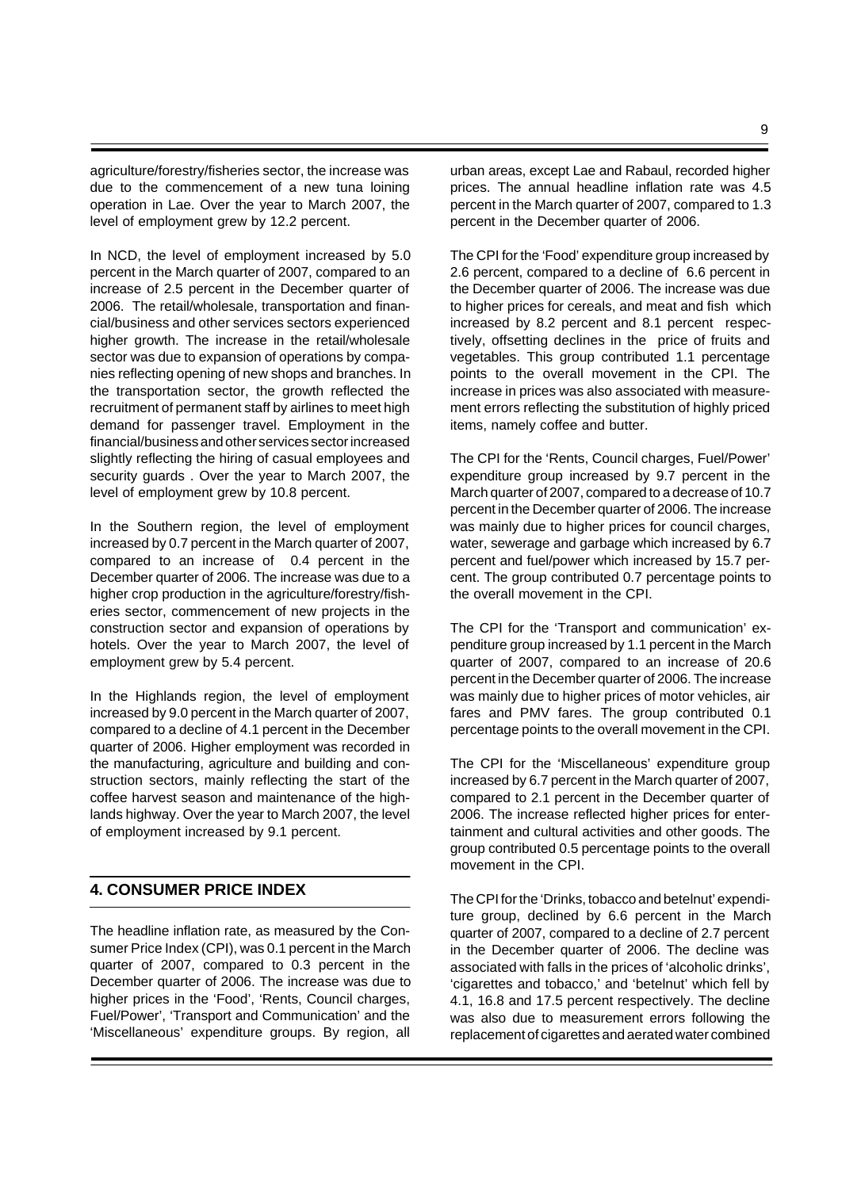agriculture/forestry/fisheries sector, the increase was due to the commencement of a new tuna loining operation in Lae. Over the year to March 2007, the level of employment grew by 12.2 percent.

In NCD, the level of employment increased by 5.0 percent in the March quarter of 2007, compared to an increase of 2.5 percent in the December quarter of 2006. The retail/wholesale, transportation and financial/business and other services sectors experienced higher growth. The increase in the retail/wholesale sector was due to expansion of operations by companies reflecting opening of new shops and branches. In the transportation sector, the growth reflected the recruitment of permanent staff by airlines to meet high demand for passenger travel. Employment in the financial/business and other services sector increased slightly reflecting the hiring of casual employees and security guards . Over the year to March 2007, the level of employment grew by 10.8 percent.

In the Southern region, the level of employment increased by 0.7 percent in the March quarter of 2007, compared to an increase of 0.4 percent in the December quarter of 2006. The increase was due to a higher crop production in the agriculture/forestry/fisheries sector, commencement of new projects in the construction sector and expansion of operations by hotels. Over the year to March 2007, the level of employment grew by 5.4 percent.

In the Highlands region, the level of employment increased by 9.0 percent in the March quarter of 2007, compared to a decline of 4.1 percent in the December quarter of 2006. Higher employment was recorded in the manufacturing, agriculture and building and construction sectors, mainly reflecting the start of the coffee harvest season and maintenance of the highlands highway. Over the year to March 2007, the level of employment increased by 9.1 percent.

## 4. CONSUMER PRICE INDEX

The headline inflation rate, as measured by the Consumer Price Index (CPI), was 0.1 percent in the March quarter of 2007, compared to 0.3 percent in the December quarter of 2006. The increase was due to higher prices in the 'Food', 'Rents, Council charges, Fuel/Power', 'Transport and Communication' and the 'Miscellaneous' expenditure groups. By region, all urban areas, except Lae and Rabaul, recorded higher prices. The annual headline inflation rate was 4.5 percent in the March quarter of 2007, compared to 1.3 percent in the December quarter of 2006.

The CPI for the 'Food' expenditure group increased by 2.6 percent, compared to a decline of 6.6 percent in the December quarter of 2006. The increase was due to higher prices for cereals, and meat and fish which increased by 8.2 percent and 8.1 percent respectively, offsetting declines in the price of fruits and vegetables. This group contributed 1.1 percentage points to the overall movement in the CPI. The increase in prices was also associated with measurement errors reflecting the substitution of highly priced items, namely coffee and butter.

The CPI for the 'Rents, Council charges, Fuel/Power' expenditure group increased by 9.7 percent in the March quarter of 2007, compared to a decrease of 10.7 percent in the December quarter of 2006. The increase was mainly due to higher prices for council charges, water, sewerage and garbage which increased by 6.7 percent and fuel/power which increased by 15.7 percent. The group contributed 0.7 percentage points to the overall movement in the CPI.

The CPI for the 'Transport and communication' expenditure group increased by 1.1 percent in the March quarter of 2007, compared to an increase of 20.6 percent in the December quarter of 2006. The increase was mainly due to higher prices of motor vehicles, air fares and PMV fares. The group contributed 0.1 percentage points to the overall movement in the CPI.

The CPI for the 'Miscellaneous' expenditure group increased by 6.7 percent in the March quarter of 2007, compared to 2.1 percent in the December quarter of 2006. The increase reflected higher prices for entertainment and cultural activities and other goods. The group contributed 0.5 percentage points to the overall movement in the CPI.

The CPI for the 'Drinks, tobacco and betelnut' expenditure group, declined by 6.6 percent in the March quarter of 2007, compared to a decline of 2.7 percent in the December quarter of 2006. The decline was associated with falls in the prices of 'alcoholic drinks', 'cigarettes and tobacco,' and 'betelnut' which fell by 4.1, 16.8 and 17.5 percent respectively. The decline was also due to measurement errors following the replacement of cigarettes and aerated water combined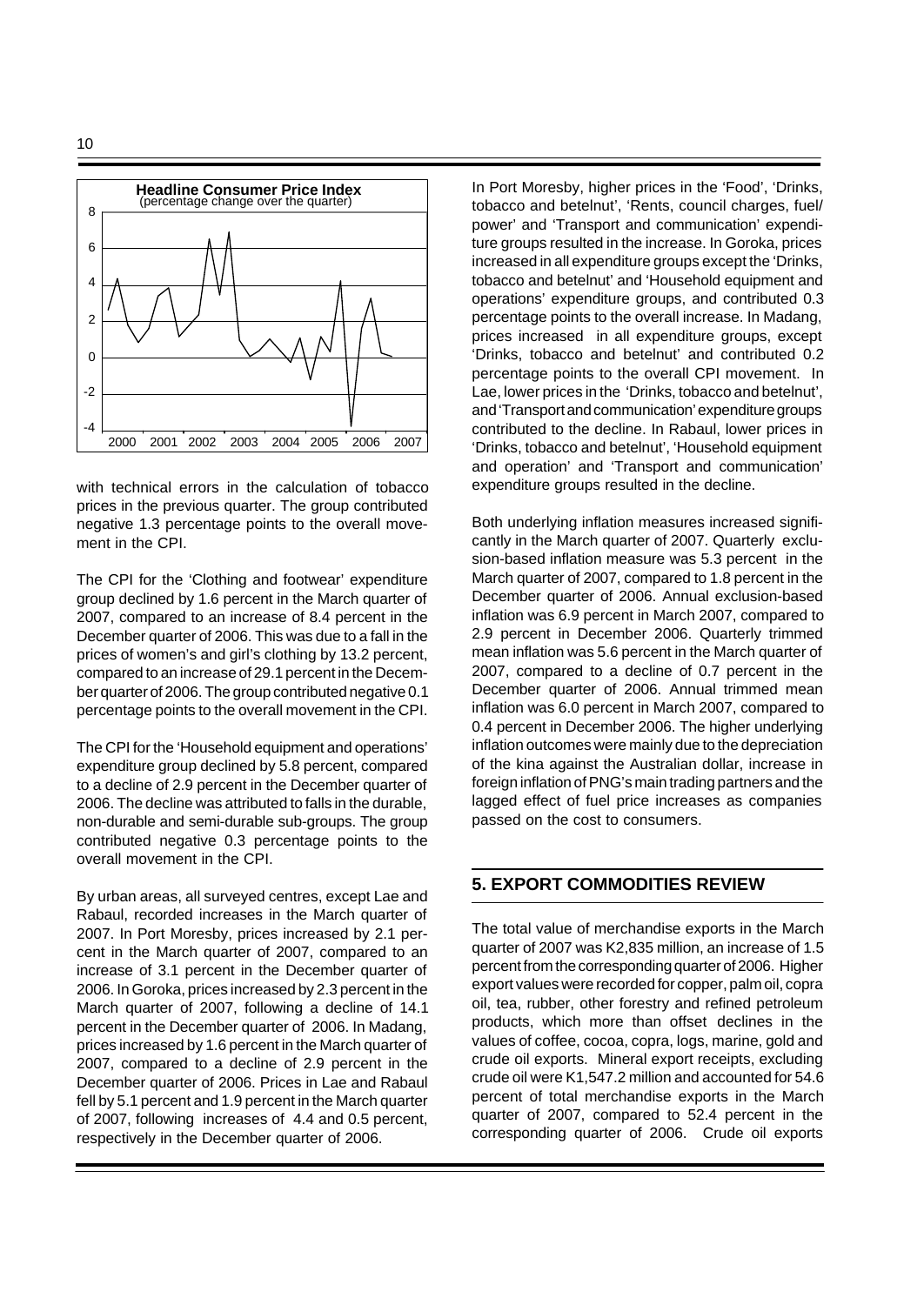**Headline Consumer Price Index**
(percentage change over the quarter)

with technical errors in the calculation of tobacco prices in the previous quarter. The group contributed negative 1.3 percentage points to the overall movement in the CPI.

The CPI for the 'Clothing and footwear' expenditure group declined by 1.6 percent in the March quarter of 2007, compared to an increase of 8.4 percent in the December quarter of 2006. This was due to a fall in the prices of women's and girl's clothing by 13.2 percent, compared to an increase of 29.1 percent in the December quarter of 2006. The group contributed negative 0.1 percentage points to the overall movement in the CPI.

The CPI for the 'Household equipment and operations' expenditure group declined by 5.8 percent, compared to a decline of 2.9 percent in the December quarter of 2006. The decline was attributed to falls in the durable, non-durable and semi-durable sub-groups. The group contributed negative 0.3 percentage points to the overall movement in the CPI.

By urban areas, all surveyed centres, except Lae and Rabaul, recorded increases in the March quarter of 2007. In Port Moresby, prices increased by 2.1 percent in the March quarter of 2007, compared to an increase of 3.1 percent in the December quarter of 2006. In Goroka, prices increased by 2.3 percent in the March quarter of 2007, following a decline of 14.1 percent in the December quarter of 2006. In Madang, prices increased by 1.6 percent in the March quarter of 2007, compared to a decline of 2.9 percent in the December quarter of 2006. Prices in Lae and Rabaul fell by 5.1 percent and 1.9 percent in the March quarter of 2007, following increases of 4.4 and 0.5 percent, respectively in the December quarter of 2006.

In Port Moresby, higher prices in the 'Food', 'Drinks, tobacco and betelnut', 'Rents, council charges, fuel/ power' and 'Transport and communication' expenditure groups resulted in the increase. In Goroka, prices increased in all expenditure groups except the 'Drinks, tobacco and betelnut' and 'Household equipment and operations' expenditure groups, and contributed 0.3 percentage points to the overall increase. In Madang, prices increased in all expenditure groups, except 'Drinks, tobacco and betelnut' and contributed 0.2 percentage points to the overall CPI movement. In Lae, lower prices in the 'Drinks, tobacco and betelnut', and 'Transport and communication' expenditure groups contributed to the decline. In Rabaul, lower prices in 'Drinks, tobacco and betelnut', 'Household equipment and operation' and 'Transport and communication' expenditure groups resulted in the decline.

Both underlying inflation measures increased significantly in the March quarter of 2007. Quarterly exclusion-based inflation measure was 5.3 percent in the March quarter of 2007, compared to 1.8 percent in the December quarter of 2006. Annual exclusion-based inflation was 6.9 percent in March 2007, compared to 2.9 percent in December 2006. Quarterly trimmed mean inflation was 5.6 percent in the March quarter of 2007, compared to a decline of 0.7 percent in the December quarter of 2006. Annual trimmed mean inflation was 6.0 percent in March 2007, compared to 0.4 percent in December 2006. The higher underlying inflation outcomes were mainly due to the depreciation of the kina against the Australian dollar, increase in foreign inflation of PNG's main trading partners and the lagged effect of fuel price increases as companies passed on the cost to consumers.

## 5. EXPORT COMMODITIES REVIEW

The total value of merchandise exports in the March quarter of 2007 was K2,835 million, an increase of 1.5 percent from the corresponding quarter of 2006. Higher export values were recorded for copper, palm oil, copra oil, tea, rubber, other forestry and refined petroleum products, which more than offset declines in the values of coffee, cocoa, copra, logs, marine, gold and crude oil exports. Mineral export receipts, excluding crude oil were K1,547.2 million and accounted for 54.6 percent of total merchandise exports in the March quarter of 2007, compared to 52.4 percent in the corresponding quarter of 2006. Crude oil exports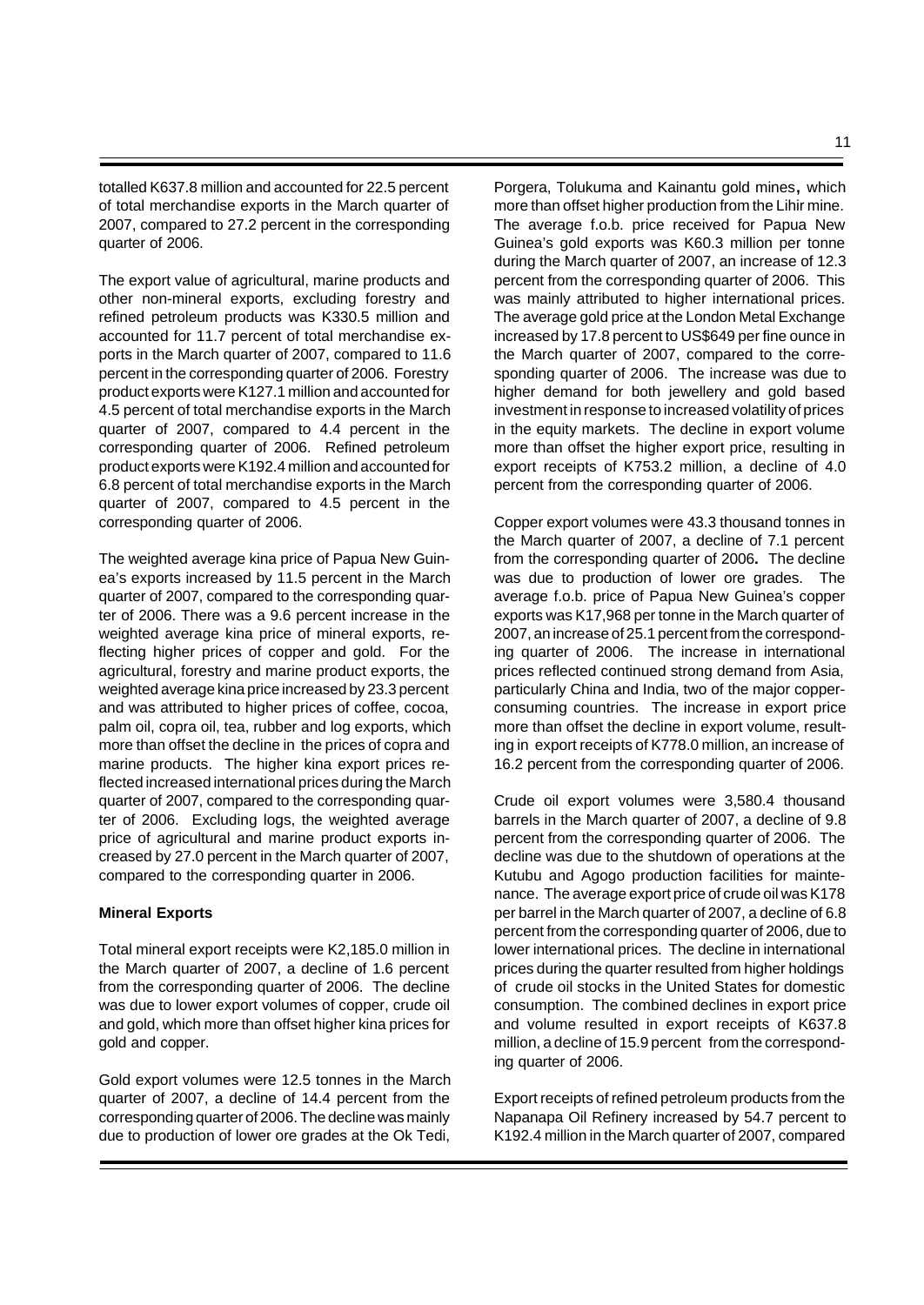totalled K637.8 million and accounted for 22.5 percent of total merchandise exports in the March quarter of 2007, compared to 27.2 percent in the corresponding quarter of 2006.

The export value of agricultural, marine products and other non-mineral exports, excluding forestry and refined petroleum products was K330.5 million and accounted for 11.7 percent of total merchandise exports in the March quarter of 2007, compared to 11.6 percent in the corresponding quarter of 2006. Forestry product exports were K127.1 million and accounted for 4.5 percent of total merchandise exports in the March quarter of 2007, compared to 4.4 percent in the corresponding quarter of 2006. Refined petroleum product exports were K192.4 million and accounted for 6.8 percent of total merchandise exports in the March quarter of 2007, compared to 4.5 percent in the corresponding quarter of 2006.

The weighted average kina price of Papua New Guinea's exports increased by 11.5 percent in the March quarter of 2007, compared to the corresponding quarter of 2006. There was a 9.6 percent increase in the weighted average kina price of mineral exports, reflecting higher prices of copper and gold. For the agricultural, forestry and marine product exports, the weighted average kina price increased by 23.3 percent and was attributed to higher prices of coffee, cocoa, palm oil, copra oil, tea, rubber and log exports, which more than offset the decline in the prices of copra and marine products. The higher kina export prices reflected increased international prices during the March quarter of 2007, compared to the corresponding quarter of 2006. Excluding logs, the weighted average price of agricultural and marine product exports increased by 27.0 percent in the March quarter of 2007, compared to the corresponding quarter in 2006.

**Mineral Exports**

Total mineral export receipts were K2,185.0 million in the March quarter of 2007, a decline of 1.6 percent from the corresponding quarter of 2006. The decline was due to lower export volumes of copper, crude oil and gold, which more than offset higher kina prices for gold and copper.

Gold export volumes were 12.5 tonnes in the March quarter of 2007, a decline of 14.4 percent from the corresponding quarter of 2006. The decline was mainly due to production of lower ore grades at the Ok Tedi, Porgera, Tolukuma and Kainantu gold mines, which more than offset higher production from the Lihir mine. The average f.o.b. price received for Papua New Guinea's gold exports was K60.3 million per tonne during the March quarter of 2007, an increase of 12.3 percent from the corresponding quarter of 2006. This was mainly attributed to higher international prices. The average gold price at the London Metal Exchange increased by 17.8 percent to US$649 per fine ounce in the March quarter of 2007, compared to the corresponding quarter of 2006. The increase was due to higher demand for both jewellery and gold based investment in response to increased volatility of prices in the equity markets. The decline in export volume more than offset the higher export price, resulting in export receipts of K753.2 million, a decline of 4.0 percent from the corresponding quarter of 2006.

Copper export volumes were 43.3 thousand tonnes in the March quarter of 2007, a decline of 7.1 percent from the corresponding quarter of 2006**.** The decline was due to production of lower ore grades. The average f.o.b. price of Papua New Guinea's copper exports was K17,968 per tonne in the March quarter of 2007, an increase of 25.1 percent from the corresponding quarter of 2006. The increase in international prices reflected continued strong demand from Asia, particularly China and India, two of the major copper-consuming countries. The increase in export price more than offset the decline in export volume, resulting in export receipts of K778.0 million, an increase of 16.2 percent from the corresponding quarter of 2006.

Crude oil export volumes were 3,580.4 thousand barrels in the March quarter of 2007, a decline of 9.8 percent from the corresponding quarter of 2006. The decline was due to the shutdown of operations at the Kutubu and Agogo production facilities for maintenance. The average export price of crude oil was K178 per barrel in the March quarter of 2007, a decline of 6.8 percent from the corresponding quarter of 2006, due to lower international prices. The decline in international prices during the quarter resulted from higher holdings of crude oil stocks in the United States for domestic consumption. The combined declines in export price and volume resulted in export receipts of K637.8 million, a decline of 15.9 percent from the corresponding quarter of 2006.

Export receipts of refined petroleum products from the Napanapa Oil Refinery increased by 54.7 percent to K192.4 million in the March quarter of 2007, compared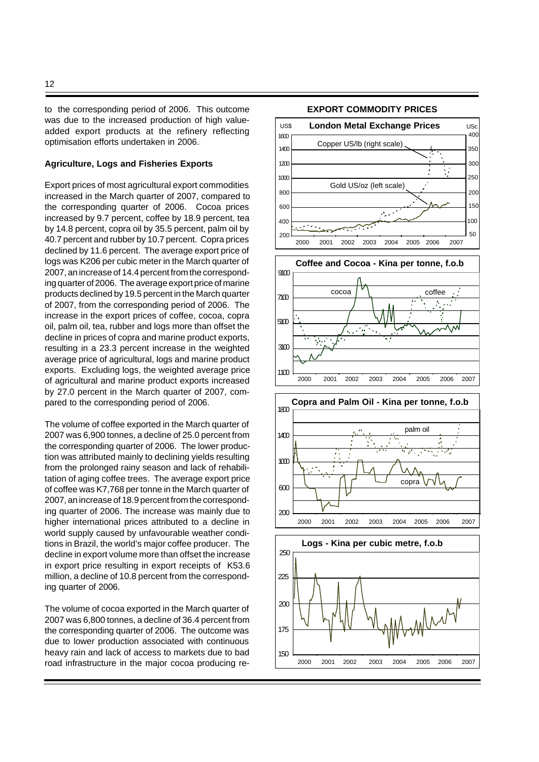to the corresponding period of 2006. This outcome was due to the increased production of high value-added export products at the refinery reflecting optimisation efforts undertaken in 2006.

**Agriculture, Logs and Fisheries Exports**

Export prices of most agricultural export commodities increased in the March quarter of 2007, compared to the corresponding quarter of 2006. Cocoa prices increased by 9.7 percent, coffee by 18.9 percent, tea by 14.8 percent, copra oil by 35.5 percent, palm oil by 40.7 percent and rubber by 10.7 percent. Copra prices declined by 11.6 percent. The average export price of logs was K206 per cubic meter in the March quarter of 2007, an increase of 14.4 percent from the corresponding quarter of 2006. The average export price of marine products declined by 19.5 percent in the March quarter of 2007, from the corresponding period of 2006. The increase in the export prices of coffee, cocoa, copra oil, palm oil, tea, rubber and logs more than offset the decline in prices of copra and marine product exports, resulting in a 23.3 percent increase in the weighted average price of agricultural, logs and marine product exports. Excluding logs, the weighted average price of agricultural and marine product exports increased by 27.0 percent in the March quarter of 2007, compared to the corresponding period of 2006.

The volume of coffee exported in the March quarter of 2007 was 6,900 tonnes, a decline of 25.0 percent from the corresponding quarter of 2006. The lower production was attributed mainly to declining yields resulting from the prolonged rainy season and lack of rehabilitation of aging coffee trees. The average export price of coffee was K7,768 per tonne in the March quarter of 2007, an increase of 18.9 percent from the corresponding quarter of 2006. The increase was mainly due to higher international prices attributed to a decline in world supply caused by unfavourable weather conditions in Brazil, the world's major coffee producer. The decline in export volume more than offset the increase in export price resulting in export receipts of K53.6 million, a decline of 10.8 percent from the corresponding quarter of 2006.

The volume of cocoa exported in the March quarter of 2007 was 6,800 tonnes, a decline of 36.4 percent from the corresponding quarter of 2006. The outcome was due to lower production associated with continuous heavy rain and lack of access to markets due to bad road infrastructure in the major cocoa producing re-

**EXPORT COMMODITY PRICES**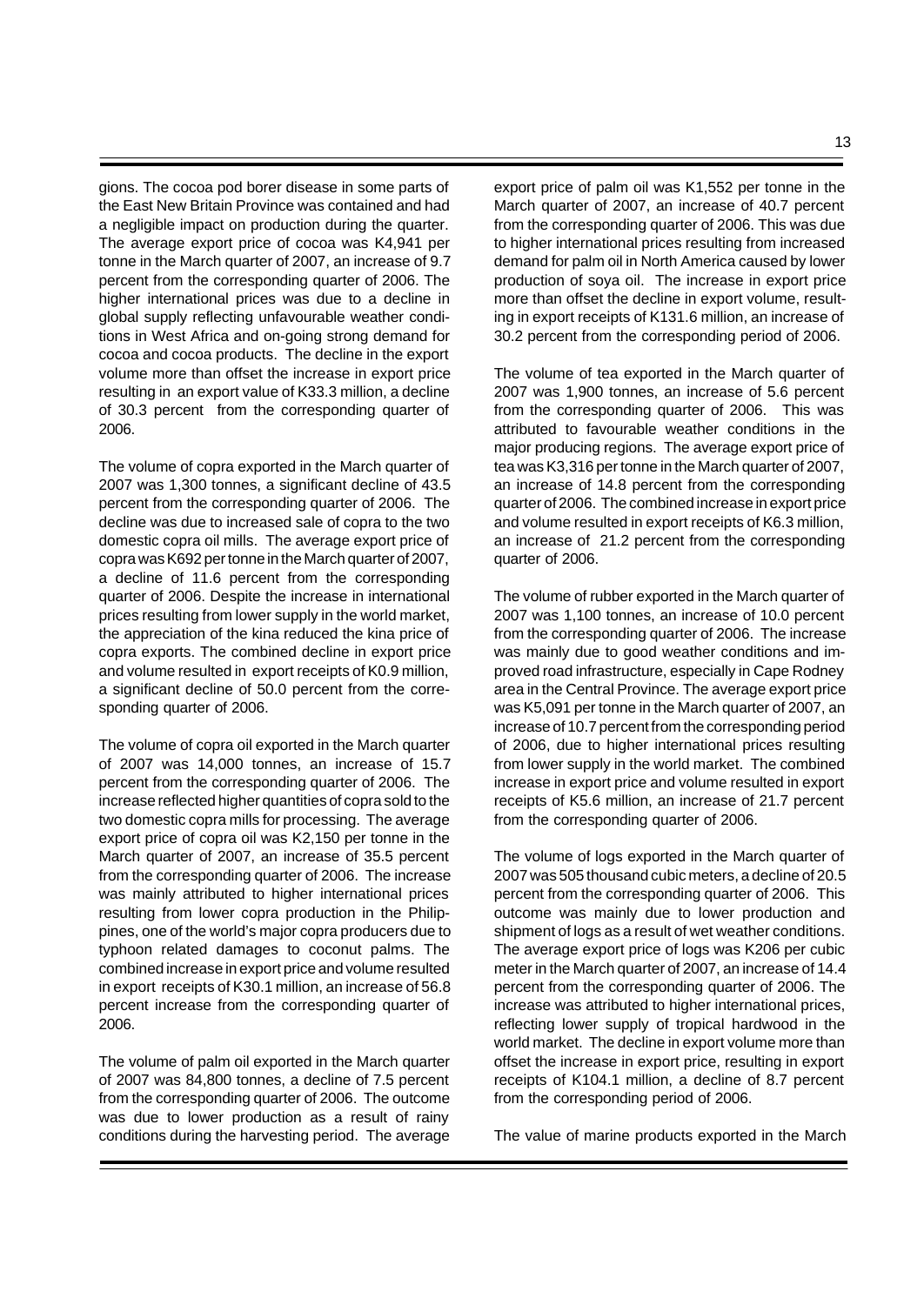gions. The cocoa pod borer disease in some parts of the East New Britain Province was contained and had a negligible impact on production during the quarter. The average export price of cocoa was K4,941 per tonne in the March quarter of 2007, an increase of 9.7 percent from the corresponding quarter of 2006. The higher international prices was due to a decline in global supply reflecting unfavourable weather conditions in West Africa and on-going strong demand for cocoa and cocoa products. The decline in the export volume more than offset the increase in export price resulting in an export value of K33.3 million, a decline of 30.3 percent from the corresponding quarter of 2006.

The volume of copra exported in the March quarter of 2007 was 1,300 tonnes, a significant decline of 43.5 percent from the corresponding quarter of 2006. The decline was due to increased sale of copra to the two domestic copra oil mills. The average export price of copra was K692 per tonne in the March quarter of 2007, a decline of 11.6 percent from the corresponding quarter of 2006. Despite the increase in international prices resulting from lower supply in the world market, the appreciation of the kina reduced the kina price of copra exports. The combined decline in export price and volume resulted in export receipts of K0.9 million, a significant decline of 50.0 percent from the corresponding quarter of 2006.

The volume of copra oil exported in the March quarter of 2007 was 14,000 tonnes, an increase of 15.7 percent from the corresponding quarter of 2006. The increase reflected higher quantities of copra sold to the two domestic copra mills for processing. The average export price of copra oil was K2,150 per tonne in the March quarter of 2007, an increase of 35.5 percent from the corresponding quarter of 2006. The increase was mainly attributed to higher international prices resulting from lower copra production in the Philippines, one of the world's major copra producers due to typhoon related damages to coconut palms. The combined increase in export price and volume resulted in export receipts of K30.1 million, an increase of 56.8 percent increase from the corresponding quarter of 2006.

The volume of palm oil exported in the March quarter of 2007 was 84,800 tonnes, a decline of 7.5 percent from the corresponding quarter of 2006. The outcome was due to lower production as a result of rainy conditions during the harvesting period. The average export price of palm oil was K1,552 per tonne in the March quarter of 2007, an increase of 40.7 percent from the corresponding quarter of 2006. This was due to higher international prices resulting from increased demand for palm oil in North America caused by lower production of soya oil. The increase in export price more than offset the decline in export volume, resulting in export receipts of K131.6 million, an increase of 30.2 percent from the corresponding period of 2006.

The volume of tea exported in the March quarter of 2007 was 1,900 tonnes, an increase of 5.6 percent from the corresponding quarter of 2006. This was attributed to favourable weather conditions in the major producing regions. The average export price of tea was K3,316 per tonne in the March quarter of 2007, an increase of 14.8 percent from the corresponding quarter of 2006. The combined increase in export price and volume resulted in export receipts of K6.3 million, an increase of 21.2 percent from the corresponding quarter of 2006.

The volume of rubber exported in the March quarter of 2007 was 1,100 tonnes, an increase of 10.0 percent from the corresponding quarter of 2006. The increase was mainly due to good weather conditions and improved road infrastructure, especially in Cape Rodney area in the Central Province. The average export price was K5,091 per tonne in the March quarter of 2007, an increase of 10.7 percent from the corresponding period of 2006, due to higher international prices resulting from lower supply in the world market. The combined increase in export price and volume resulted in export receipts of K5.6 million, an increase of 21.7 percent from the corresponding quarter of 2006.

The volume of logs exported in the March quarter of 2007 was 505 thousand cubic meters, a decline of 20.5 percent from the corresponding quarter of 2006. This outcome was mainly due to lower production and shipment of logs as a result of wet weather conditions. The average export price of logs was K206 per cubic meter in the March quarter of 2007, an increase of 14.4 percent from the corresponding quarter of 2006. The increase was attributed to higher international prices, reflecting lower supply of tropical hardwood in the world market. The decline in export volume more than offset the increase in export price, resulting in export receipts of K104.1 million, a decline of 8.7 percent from the corresponding period of 2006.

The value of marine products exported in the March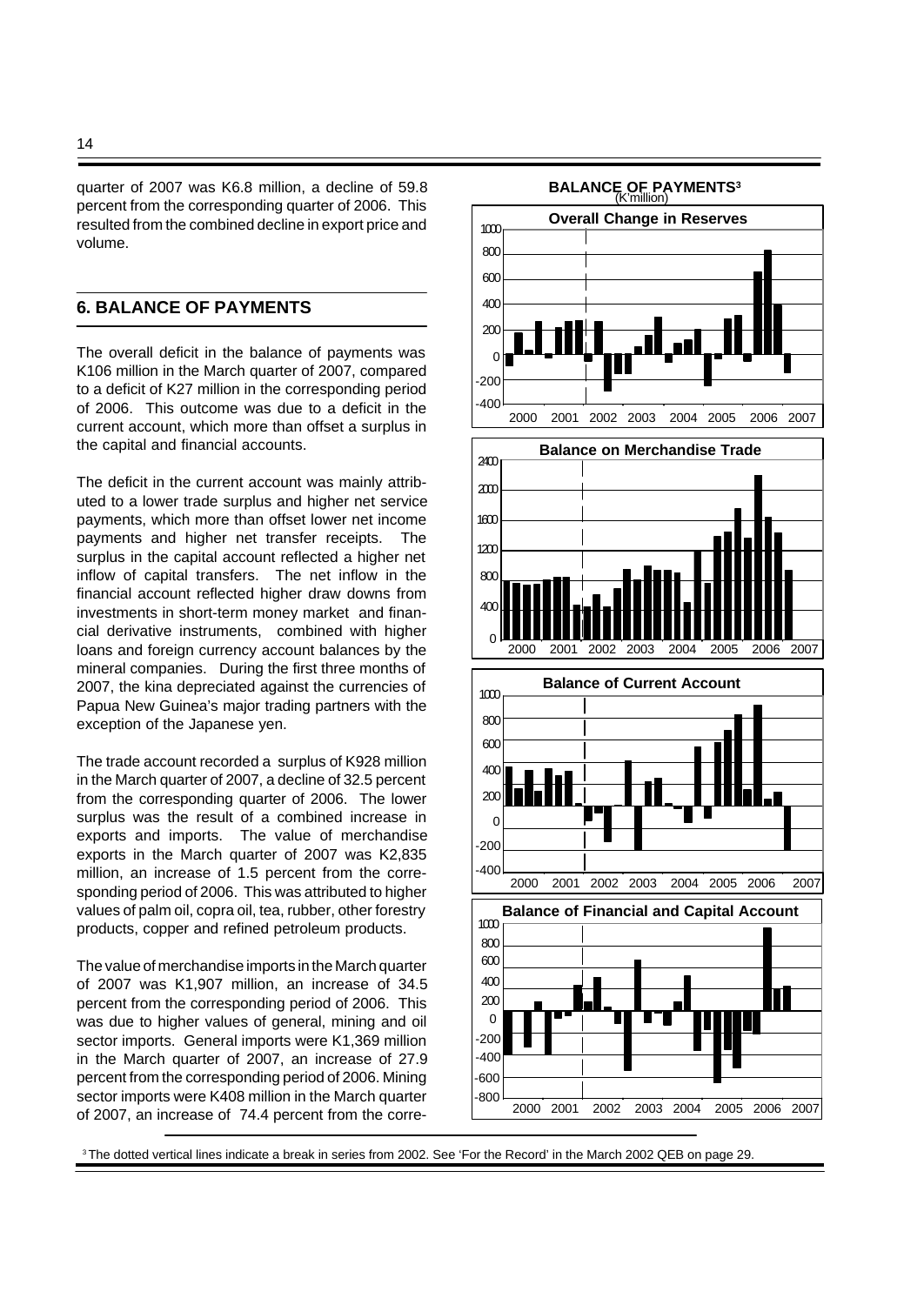quarter of 2007 was K6.8 million, a decline of 59.8 percent from the corresponding quarter of 2006. This resulted from the combined decline in export price and volume.

## 6. BALANCE OF PAYMENTS

The overall deficit in the balance of payments was K106 million in the March quarter of 2007, compared to a deficit of K27 million in the corresponding period of 2006. This outcome was due to a deficit in the current account, which more than offset a surplus in the capital and financial accounts.

The deficit in the current account was mainly attributed to a lower trade surplus and higher net service payments, which more than offset lower net income payments and higher net transfer receipts. The surplus in the capital account reflected a higher net inflow of capital transfers. The net inflow in the financial account reflected higher draw downs from investments in short-term money market and financial derivative instruments, combined with higher loans and foreign currency account balances by the mineral companies. During the first three months of 2007, the kina depreciated against the currencies of Papua New Guinea's major trading partners with the exception of the Japanese yen.

The trade account recorded a surplus of K928 million in the March quarter of 2007, a decline of 32.5 percent from the corresponding quarter of 2006. The lower surplus was the result of a combined increase in exports and imports. The value of merchandise exports in the March quarter of 2007 was K2,835 million, an increase of 1.5 percent from the corresponding period of 2006. This was attributed to higher values of palm oil, copra oil, tea, rubber, other forestry products, copper and refined petroleum products.

The value of merchandise imports in the March quarter of 2007 was K1,907 million, an increase of 34.5 percent from the corresponding period of 2006. This was due to higher values of general, mining and oil sector imports. General imports were K1,369 million in the March quarter of 2007, an increase of 27.9 percent from the corresponding period of 2006. Mining sector imports were K408 million in the March quarter of 2007, an increase of 74.4 percent from the corre-

**BALANCE OF PAYMENTS[3]**
(K'million)

**Overall Change in Reserves**

**Balance on Merchandise Trade**

**Balance of Current Account**

**Balance of Financial and Capital Account**

[3] The dotted vertical lines indicate a break in series from 2002. See 'For the Record' in the March 2002 QEB on page 29.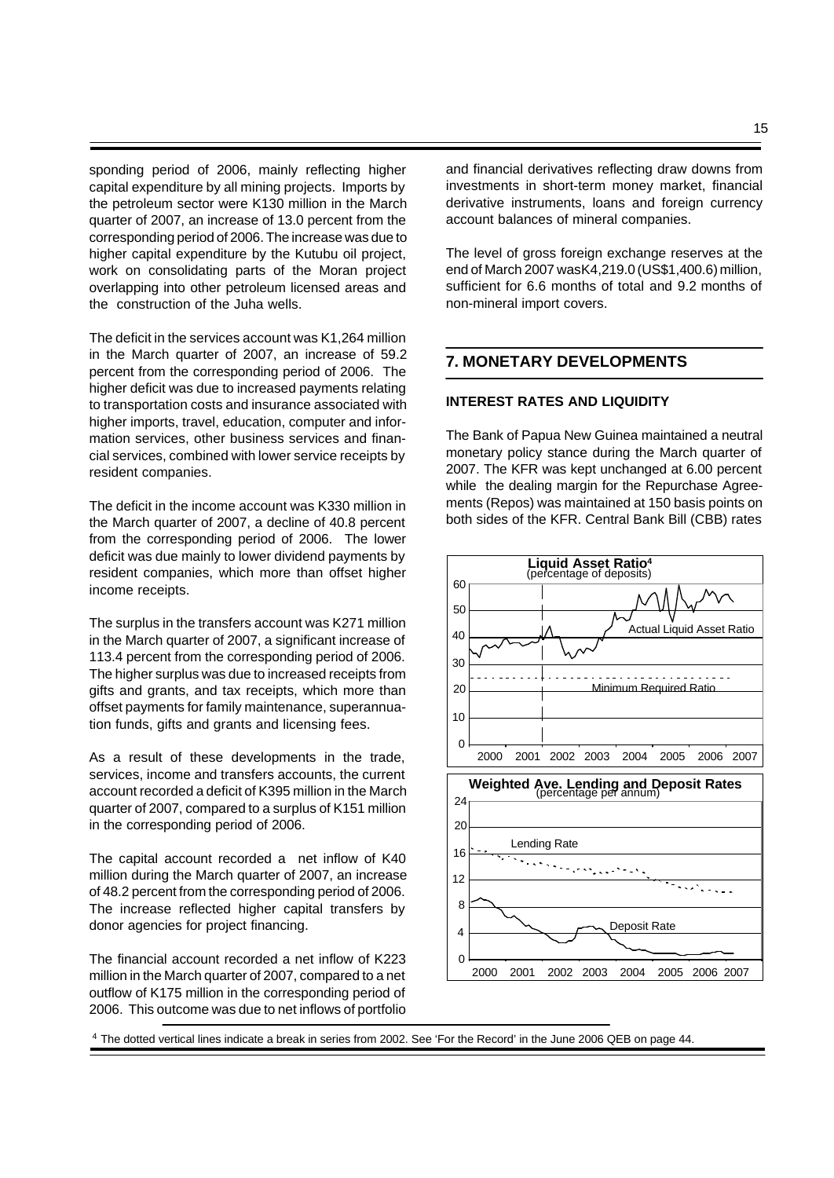sponding period of 2006, mainly reflecting higher capital expenditure by all mining projects. Imports by the petroleum sector were K130 million in the March quarter of 2007, an increase of 13.0 percent from the corresponding period of 2006. The increase was due to higher capital expenditure by the Kutubu oil project, work on consolidating parts of the Moran project overlapping into other petroleum licensed areas and the construction of the Juha wells.

The deficit in the services account was K1,264 million in the March quarter of 2007, an increase of 59.2 percent from the corresponding period of 2006. The higher deficit was due to increased payments relating to transportation costs and insurance associated with higher imports, travel, education, computer and information services, other business services and financial services, combined with lower service receipts by resident companies.

The deficit in the income account was K330 million in the March quarter of 2007, a decline of 40.8 percent from the corresponding period of 2006. The lower deficit was due mainly to lower dividend payments by resident companies, which more than offset higher income receipts.

The surplus in the transfers account was K271 million in the March quarter of 2007, a significant increase of 113.4 percent from the corresponding period of 2006. The higher surplus was due to increased receipts from gifts and grants, and tax receipts, which more than offset payments for family maintenance, superannuation funds, gifts and grants and licensing fees.

As a result of these developments in the trade, services, income and transfers accounts, the current account recorded a deficit of K395 million in the March quarter of 2007, compared to a surplus of K151 million in the corresponding period of 2006.

The capital account recorded a net inflow of K40 million during the March quarter of 2007, an increase of 48.2 percent from the corresponding period of 2006. The increase reflected higher capital transfers by donor agencies for project financing.

The financial account recorded a net inflow of K223 million in the March quarter of 2007, compared to a net outflow of K175 million in the corresponding period of 2006. This outcome was due to net inflows of portfolio and financial derivatives reflecting draw downs from investments in short-term money market, financial derivative instruments, loans and foreign currency account balances of mineral companies.

The level of gross foreign exchange reserves at the end of March 2007 wasK4,219.0 (US$1,400.6) million, sufficient for 6.6 months of total and 9.2 months of non-mineral import covers.

## 7. MONETARY DEVELOPMENTS

### INTEREST RATES AND LIQUIDITY

The Bank of Papua New Guinea maintained a neutral monetary policy stance during the March quarter of 2007. The KFR was kept unchanged at 6.00 percent while the dealing margin for the Repurchase Agreements (Repos) was maintained at 150 basis points on both sides of the KFR. Central Bank Bill (CBB) rates

**Liquid Asset Ratio**[4]
(percentage of deposits)

**Weighted Ave. Lending and Deposit Rates**
(percentage per annum)

[4] The dotted vertical lines indicate a break in series from 2002. See 'For the Record' in the June 2006 QEB on page 44.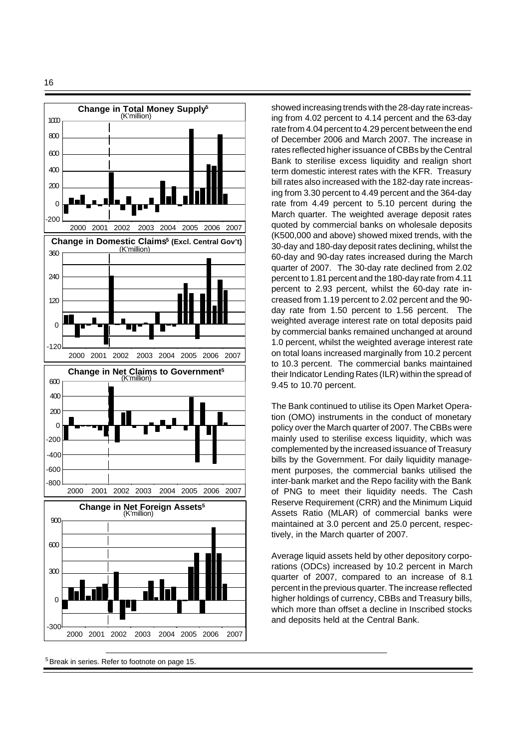**Change in Total Money Supply[5]**
(K'million)

**Change in Domestic Claims[5] (Excl. Central Gov't)**
(K'million)

**Change in Net Claims to Government[5]**
(K'million)

**Change in Net Foreign Assets[5]**
(K'million)

showed increasing trends with the 28-day rate increasing from 4.02 percent to 4.14 percent and the 63-day rate from 4.04 percent to 4.29 percent between the end of December 2006 and March 2007. The increase in rates reflected higher issuance of CBBs by the Central Bank to sterilise excess liquidity and realign short term domestic interest rates with the KFR. Treasury bill rates also increased with the 182-day rate increasing from 3.30 percent to 4.49 percent and the 364-day rate from 4.49 percent to 5.10 percent during the March quarter. The weighted average deposit rates quoted by commercial banks on wholesale deposits (K500,000 and above) showed mixed trends, with the 30-day and 180-day deposit rates declining, whilst the 60-day and 90-day rates increased during the March quarter of 2007. The 30-day rate declined from 2.02 percent to 1.81 percent and the 180-day rate from 4.11 percent to 2.93 percent, whilst the 60-day rate increased from 1.19 percent to 2.02 percent and the 90-day rate from 1.50 percent to 1.56 percent. The weighted average interest rate on total deposits paid by commercial banks remained unchanged at around 1.0 percent, whilst the weighted average interest rate on total loans increased marginally from 10.2 percent to 10.3 percent. The commercial banks maintained their Indicator Lending Rates (ILR) within the spread of 9.45 to 10.70 percent.

The Bank continued to utilise its Open Market Operation (OMO) instruments in the conduct of monetary policy over the March quarter of 2007. The CBBs were mainly used to sterilise excess liquidity, which was complemented by the increased issuance of Treasury bills by the Government. For daily liquidity management purposes, the commercial banks utilised the inter-bank market and the Repo facility with the Bank of PNG to meet their liquidity needs. The Cash Reserve Requirement (CRR) and the Minimum Liquid Assets Ratio (MLAR) of commercial banks were maintained at 3.0 percent and 25.0 percent, respectively, in the March quarter of 2007.

Average liquid assets held by other depository corporations (ODCs) increased by 10.2 percent in March quarter of 2007, compared to an increase of 8.1 percent in the previous quarter. The increase reflected higher holdings of currency, CBBs and Treasury bills, which more than offset a decline in Inscribed stocks and deposits held at the Central Bank.

---

[5] Break in series. Refer to footnote on page 15.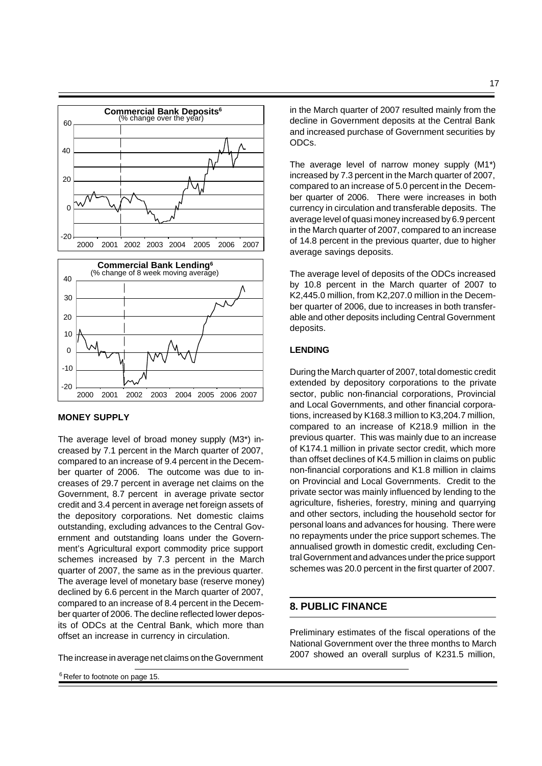**Commercial Bank Deposits[6]**
(% change over the year)

**Commercial Bank Lending[6]**
(% change of 8 week moving average)

**MONEY SUPPLY**

The average level of broad money supply (M3*) increased by 7.1 percent in the March quarter of 2007, compared to an increase of 9.4 percent in the December quarter of 2006. The outcome was due to increases of 29.7 percent in average net claims on the Government, 8.7 percent in average private sector credit and 3.4 percent in average net foreign assets of the depository corporations. Net domestic claims outstanding, excluding advances to the Central Government and outstanding loans under the Government's Agricultural export commodity price support schemes increased by 7.3 percent in the March quarter of 2007, the same as in the previous quarter. The average level of monetary base (reserve money) declined by 6.6 percent in the March quarter of 2007, compared to an increase of 8.4 percent in the December quarter of 2006. The decline reflected lower deposits of ODCs at the Central Bank, which more than offset an increase in currency in circulation.

The increase in average net claims on the Government in the March quarter of 2007 resulted mainly from the decline in Government deposits at the Central Bank and increased purchase of Government securities by ODCs.

The average level of narrow money supply (M1*) increased by 7.3 percent in the March quarter of 2007, compared to an increase of 5.0 percent in the December quarter of 2006. There were increases in both currency in circulation and transferable deposits. The average level of quasi money increased by 6.9 percent in the March quarter of 2007, compared to an increase of 14.8 percent in the previous quarter, due to higher average savings deposits.

The average level of deposits of the ODCs increased by 10.8 percent in the March quarter of 2007 to K2,445.0 million, from K2,207.0 million in the December quarter of 2006, due to increases in both transferable and other deposits including Central Government deposits.

**LENDING**

During the March quarter of 2007, total domestic credit extended by depository corporations to the private sector, public non-financial corporations, Provincial and Local Governments, and other financial corporations, increased by K168.3 million to K3,204.7 million, compared to an increase of K218.9 million in the previous quarter. This was mainly due to an increase of K174.1 million in private sector credit, which more than offset declines of K4.5 million in claims on public non-financial corporations and K1.8 million in claims on Provincial and Local Governments. Credit to the private sector was mainly influenced by lending to the agriculture, fisheries, forestry, mining and quarrying and other sectors, including the household sector for personal loans and advances for housing. There were no repayments under the price support schemes. The annualised growth in domestic credit, excluding Central Government and advances under the price support schemes was 20.0 percent in the first quarter of 2007.

## 8. PUBLIC FINANCE

Preliminary estimates of the fiscal operations of the National Government over the three months to March 2007 showed an overall surplus of K231.5 million,

[6] Refer to footnote on page 15.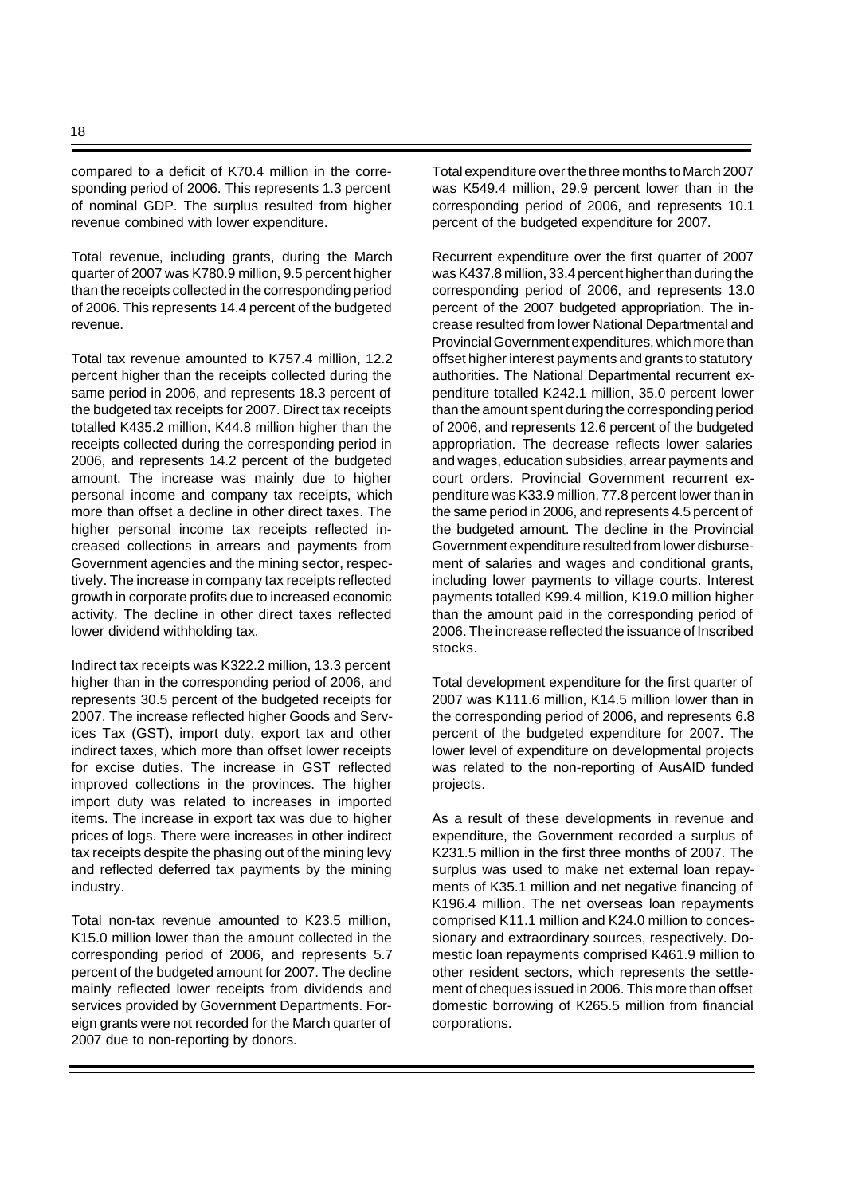compared to a deficit of K70.4 million in the corresponding period of 2006. This represents 1.3 percent of nominal GDP. The surplus resulted from higher revenue combined with lower expenditure.

Total revenue, including grants, during the March quarter of 2007 was K780.9 million, 9.5 percent higher than the receipts collected in the corresponding period of 2006. This represents 14.4 percent of the budgeted revenue.

Total tax revenue amounted to K757.4 million, 12.2 percent higher than the receipts collected during the same period in 2006, and represents 18.3 percent of the budgeted tax receipts for 2007. Direct tax receipts totalled K435.2 million, K44.8 million higher than the receipts collected during the corresponding period in 2006, and represents 14.2 percent of the budgeted amount. The increase was mainly due to higher personal income and company tax receipts, which more than offset a decline in other direct taxes. The higher personal income tax receipts reflected increased collections in arrears and payments from Government agencies and the mining sector, respectively. The increase in company tax receipts reflected growth in corporate profits due to increased economic activity. The decline in other direct taxes reflected lower dividend withholding tax.

Indirect tax receipts was K322.2 million, 13.3 percent higher than in the corresponding period of 2006, and represents 30.5 percent of the budgeted receipts for 2007. The increase reflected higher Goods and Services Tax (GST), import duty, export tax and other indirect taxes, which more than offset lower receipts for excise duties. The increase in GST reflected improved collections in the provinces. The higher import duty was related to increases in imported items. The increase in export tax was due to higher prices of logs. There were increases in other indirect tax receipts despite the phasing out of the mining levy and reflected deferred tax payments by the mining industry.

Total non-tax revenue amounted to K23.5 million, K15.0 million lower than the amount collected in the corresponding period of 2006, and represents 5.7 percent of the budgeted amount for 2007. The decline mainly reflected lower receipts from dividends and services provided by Government Departments. Foreign grants were not recorded for the March quarter of 2007 due to non-reporting by donors.

Total expenditure over the three months to March 2007 was K549.4 million, 29.9 percent lower than in the corresponding period of 2006, and represents 10.1 percent of the budgeted expenditure for 2007.

Recurrent expenditure over the first quarter of 2007 was K437.8 million, 33.4 percent higher than during the corresponding period of 2006, and represents 13.0 percent of the 2007 budgeted appropriation. The increase resulted from lower National Departmental and Provincial Government expenditures, which more than offset higher interest payments and grants to statutory authorities. The National Departmental recurrent expenditure totalled K242.1 million, 35.0 percent lower than the amount spent during the corresponding period of 2006, and represents 12.6 percent of the budgeted appropriation. The decrease reflects lower salaries and wages, education subsidies, arrear payments and court orders. Provincial Government recurrent expenditure was K33.9 million, 77.8 percent lower than in the same period in 2006, and represents 4.5 percent of the budgeted amount. The decline in the Provincial Government expenditure resulted from lower disbursement of salaries and wages and conditional grants, including lower payments to village courts. Interest payments totalled K99.4 million, K19.0 million higher than the amount paid in the corresponding period of 2006. The increase reflected the issuance of Inscribed stocks.

Total development expenditure for the first quarter of 2007 was K111.6 million, K14.5 million lower than in the corresponding period of 2006, and represents 6.8 percent of the budgeted expenditure for 2007. The lower level of expenditure on developmental projects was related to the non-reporting of AusAID funded projects.

As a result of these developments in revenue and expenditure, the Government recorded a surplus of K231.5 million in the first three months of 2007. The surplus was used to make net external loan repayments of K35.1 million and net negative financing of K196.4 million. The net overseas loan repayments comprised K11.1 million and K24.0 million to concessionary and extraordinary sources, respectively. Domestic loan repayments comprised K461.9 million to other resident sectors, which represents the settlement of cheques issued in 2006. This more than offset domestic borrowing of K265.5 million from financial corporations.